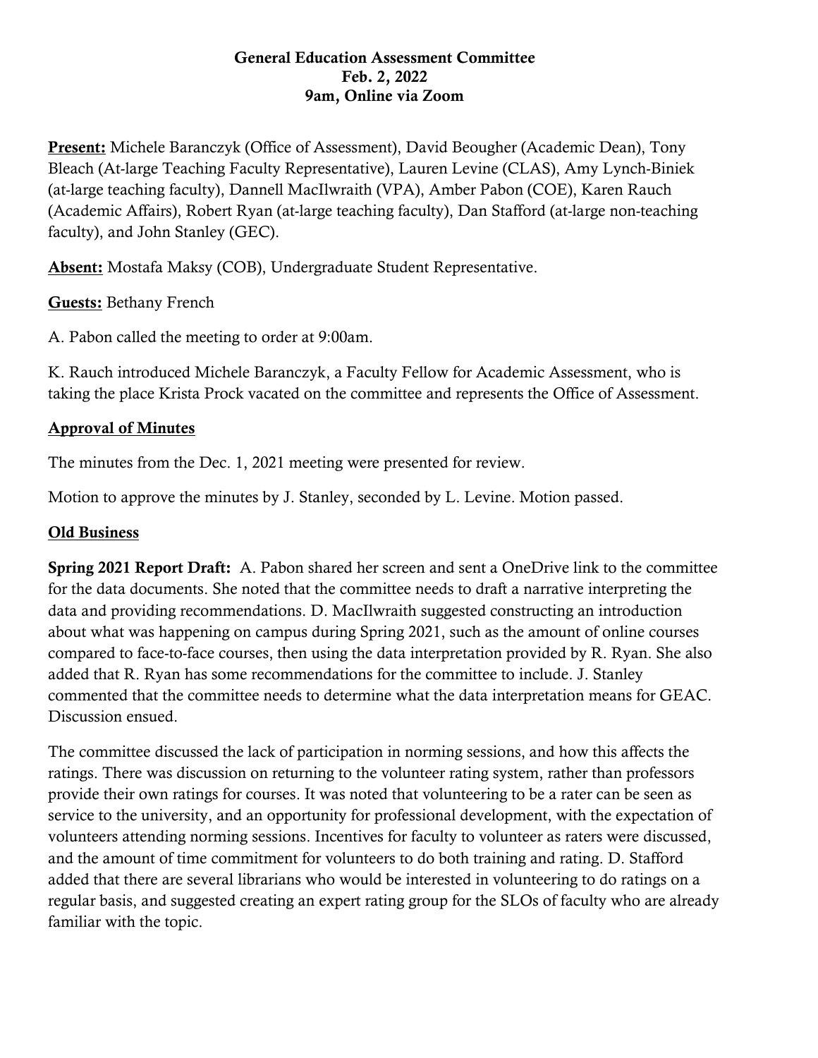**General Education Assessment Committee**
**Feb. 2, 2022**
**9am, Online via Zoom**

**Present:** Michele Baranczyk (Office of Assessment), David Beougher (Academic Dean), Tony Bleach (At-large Teaching Faculty Representative), Lauren Levine (CLAS), Amy Lynch-Biniek (at-large teaching faculty), Dannell MacIlwraith (VPA), Amber Pabon (COE), Karen Rauch (Academic Affairs), Robert Ryan (at-large teaching faculty), Dan Stafford (at-large non-teaching faculty), and John Stanley (GEC).

**Absent:** Mostafa Maksy (COB), Undergraduate Student Representative.

**Guests:** Bethany French

A. Pabon called the meeting to order at 9:00am.

K. Rauch introduced Michele Baranczyk, a Faculty Fellow for Academic Assessment, who is taking the place Krista Prock vacated on the committee and represents the Office of Assessment.

## Approval of Minutes

The minutes from the Dec. 1, 2021 meeting were presented for review.

Motion to approve the minutes by J. Stanley, seconded by L. Levine. Motion passed.

## Old Business

**Spring 2021 Report Draft:** A. Pabon shared her screen and sent a OneDrive link to the committee for the data documents. She noted that the committee needs to draft a narrative interpreting the data and providing recommendations. D. MacIlwraith suggested constructing an introduction about what was happening on campus during Spring 2021, such as the amount of online courses compared to face-to-face courses, then using the data interpretation provided by R. Ryan. She also added that R. Ryan has some recommendations for the committee to include. J. Stanley commented that the committee needs to determine what the data interpretation means for GEAC. Discussion ensued.

The committee discussed the lack of participation in norming sessions, and how this affects the ratings. There was discussion on returning to the volunteer rating system, rather than professors provide their own ratings for courses. It was noted that volunteering to be a rater can be seen as service to the university, and an opportunity for professional development, with the expectation of volunteers attending norming sessions. Incentives for faculty to volunteer as raters were discussed, and the amount of time commitment for volunteers to do both training and rating. D. Stafford added that there are several librarians who would be interested in volunteering to do ratings on a regular basis, and suggested creating an expert rating group for the SLOs of faculty who are already familiar with the topic.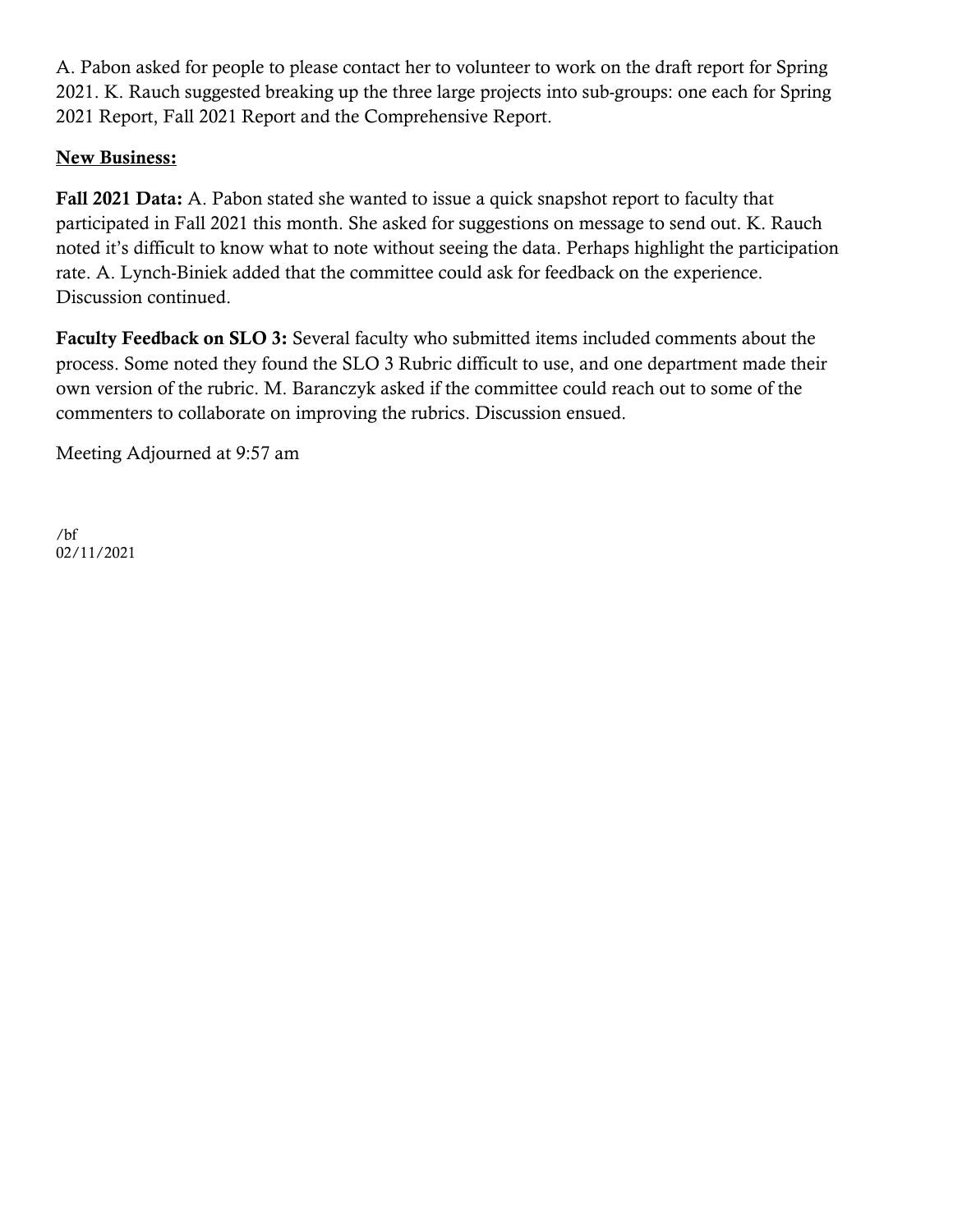A. Pabon asked for people to please contact her to volunteer to work on the draft report for Spring 2021. K. Rauch suggested breaking up the three large projects into sub-groups: one each for Spring 2021 Report, Fall 2021 Report and the Comprehensive Report.

## New Business:

**Fall 2021 Data:** A. Pabon stated she wanted to issue a quick snapshot report to faculty that participated in Fall 2021 this month. She asked for suggestions on message to send out. K. Rauch noted it's difficult to know what to note without seeing the data. Perhaps highlight the participation rate. A. Lynch-Biniek added that the committee could ask for feedback on the experience. Discussion continued.

**Faculty Feedback on SLO 3:** Several faculty who submitted items included comments about the process. Some noted they found the SLO 3 Rubric difficult to use, and one department made their own version of the rubric. M. Baranczyk asked if the committee could reach out to some of the commenters to collaborate on improving the rubrics. Discussion ensued.

Meeting Adjourned at 9:57 am

/bf
02/11/2021